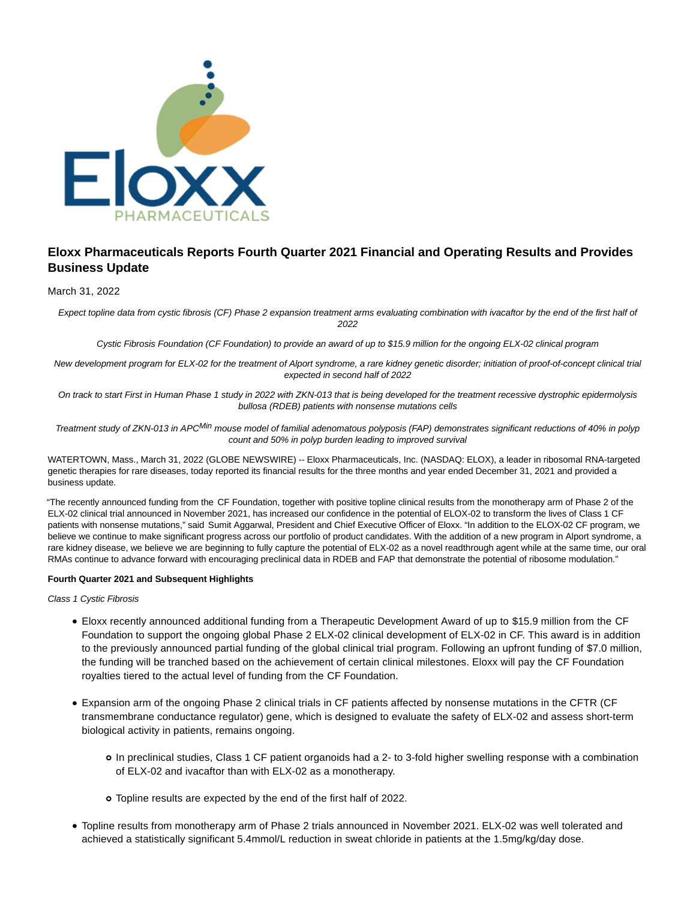# Eloxx Pharmaceuticals Reports Fourth Quarter 2021 Financial and Operating Results and Provides Business Update

March 31, 2022

*Expect topline data from cystic fibrosis (CF) Phase 2 expansion treatment arms evaluating combination with ivacaftor by the end of the first half of 2022*

*Cystic Fibrosis Foundation (CF Foundation) to provide an award of up to $15.9 million for the ongoing ELX-02 clinical program*

*New development program for ELX-02 for the treatment of Alport syndrome, a rare kidney genetic disorder; initiation of proof-of-concept clinical trial expected in second half of 2022*

*On track to start First in Human Phase 1 study in 2022 with ZKN-013 that is being developed for the treatment recessive dystrophic epidermolysis bullosa (RDEB) patients with nonsense mutations cells*

*Treatment study of ZKN-013 in APC$^{Min}$ mouse model of familial adenomatous polyposis (FAP) demonstrates significant reductions of 40% in polyp count and 50% in polyp burden leading to improved survival*

WATERTOWN, Mass., March 31, 2022 (GLOBE NEWSWIRE) -- Eloxx Pharmaceuticals, Inc. (NASDAQ: ELOX), a leader in ribosomal RNA-targeted genetic therapies for rare diseases, today reported its financial results for the three months and year ended December 31, 2021 and provided a business update.

"The recently announced funding from the CF Foundation, together with positive topline clinical results from the monotherapy arm of Phase 2 of the ELX-02 clinical trial announced in November 2021, has increased our confidence in the potential of ELOX-02 to transform the lives of Class 1 CF patients with nonsense mutations," said Sumit Aggarwal, President and Chief Executive Officer of Eloxx. "In addition to the ELOX-02 CF program, we believe we continue to make significant progress across our portfolio of product candidates. With the addition of a new program in Alport syndrome, a rare kidney disease, we believe we are beginning to fully capture the potential of ELX-02 as a novel readthrough agent while at the same time, our oral RMAs continue to advance forward with encouraging preclinical data in RDEB and FAP that demonstrate the potential of ribosome modulation."

**Fourth Quarter 2021 and Subsequent Highlights**

*Class 1 Cystic Fibrosis*

- Eloxx recently announced additional funding from a Therapeutic Development Award of up to $15.9 million from the CF Foundation to support the ongoing global Phase 2 ELX-02 clinical development of ELX-02 in CF. This award is in addition to the previously announced partial funding of the global clinical trial program. Following an upfront funding of $7.0 million, the funding will be tranched based on the achievement of certain clinical milestones. Eloxx will pay the CF Foundation royalties tiered to the actual level of funding from the CF Foundation.
- Expansion arm of the ongoing Phase 2 clinical trials in CF patients affected by nonsense mutations in the CFTR (CF transmembrane conductance regulator) gene, which is designed to evaluate the safety of ELX-02 and assess short-term biological activity in patients, remains ongoing.
  - In preclinical studies, Class 1 CF patient organoids had a 2- to 3-fold higher swelling response with a combination of ELX-02 and ivacaftor than with ELX-02 as a monotherapy.
  - Topline results are expected by the end of the first half of 2022.
- Topline results from monotherapy arm of Phase 2 trials announced in November 2021. ELX-02 was well tolerated and achieved a statistically significant 5.4mmol/L reduction in sweat chloride in patients at the 1.5mg/kg/day dose.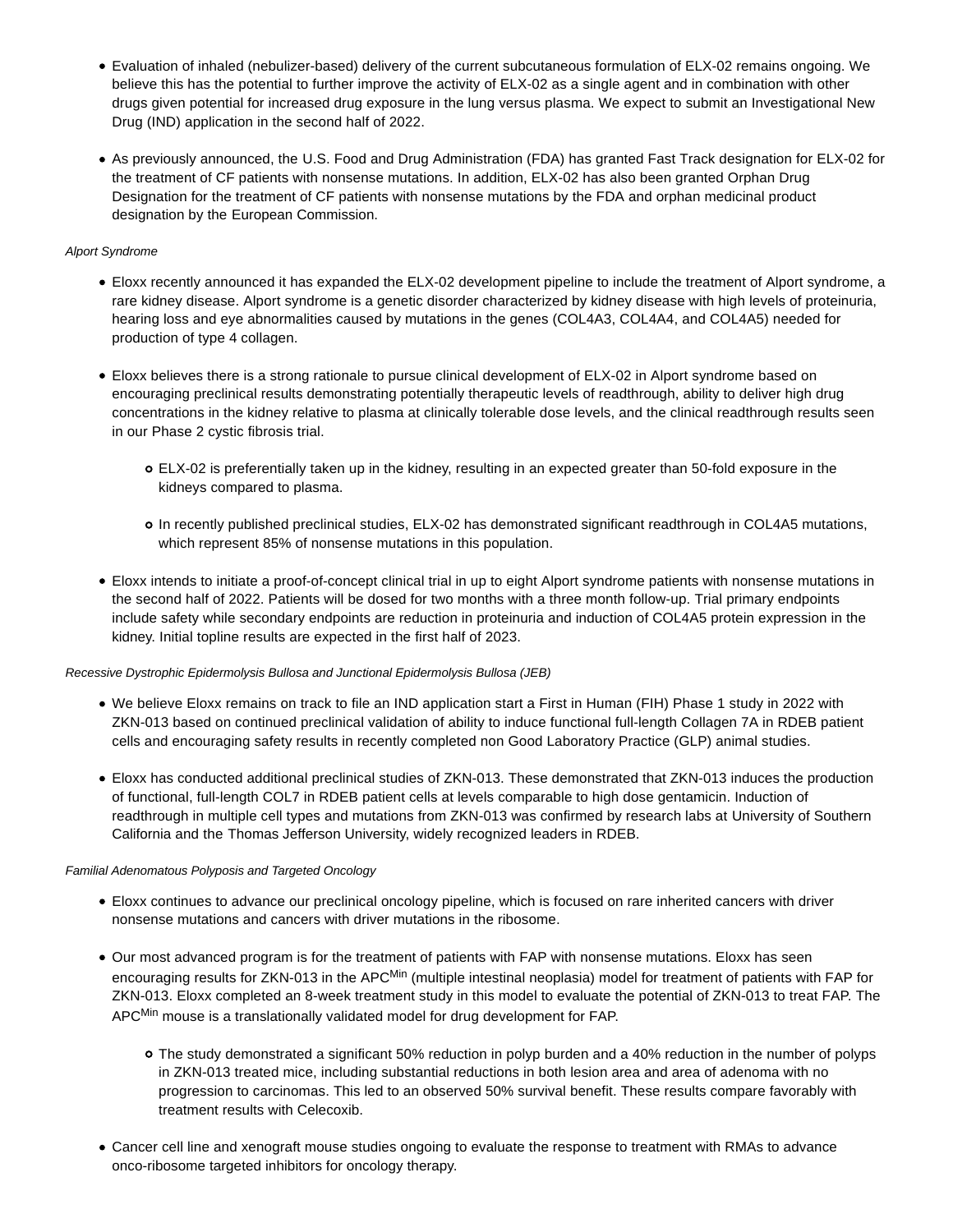- Evaluation of inhaled (nebulizer-based) delivery of the current subcutaneous formulation of ELX-02 remains ongoing. We believe this has the potential to further improve the activity of ELX-02 as a single agent and in combination with other drugs given potential for increased drug exposure in the lung versus plasma. We expect to submit an Investigational New Drug (IND) application in the second half of 2022.

- As previously announced, the U.S. Food and Drug Administration (FDA) has granted Fast Track designation for ELX-02 for the treatment of CF patients with nonsense mutations. In addition, ELX-02 has also been granted Orphan Drug Designation for the treatment of CF patients with nonsense mutations by the FDA and orphan medicinal product designation by the European Commission.

*Alport Syndrome*

- Eloxx recently announced it has expanded the ELX-02 development pipeline to include the treatment of Alport syndrome, a rare kidney disease. Alport syndrome is a genetic disorder characterized by kidney disease with high levels of proteinuria, hearing loss and eye abnormalities caused by mutations in the genes (COL4A3, COL4A4, and COL4A5) needed for production of type 4 collagen.

- Eloxx believes there is a strong rationale to pursue clinical development of ELX-02 in Alport syndrome based on encouraging preclinical results demonstrating potentially therapeutic levels of readthrough, ability to deliver high drug concentrations in the kidney relative to plasma at clinically tolerable dose levels, and the clinical readthrough results seen in our Phase 2 cystic fibrosis trial.

  - ELX-02 is preferentially taken up in the kidney, resulting in an expected greater than 50-fold exposure in the kidneys compared to plasma.

  - In recently published preclinical studies, ELX-02 has demonstrated significant readthrough in COL4A5 mutations, which represent 85% of nonsense mutations in this population.

- Eloxx intends to initiate a proof-of-concept clinical trial in up to eight Alport syndrome patients with nonsense mutations in the second half of 2022. Patients will be dosed for two months with a three month follow-up. Trial primary endpoints include safety while secondary endpoints are reduction in proteinuria and induction of COL4A5 protein expression in the kidney. Initial topline results are expected in the first half of 2023.

*Recessive Dystrophic Epidermolysis Bullosa and Junctional Epidermolysis Bullosa (JEB)*

- We believe Eloxx remains on track to file an IND application start a First in Human (FIH) Phase 1 study in 2022 with ZKN-013 based on continued preclinical validation of ability to induce functional full-length Collagen 7A in RDEB patient cells and encouraging safety results in recently completed non Good Laboratory Practice (GLP) animal studies.

- Eloxx has conducted additional preclinical studies of ZKN-013. These demonstrated that ZKN-013 induces the production of functional, full-length COL7 in RDEB patient cells at levels comparable to high dose gentamicin. Induction of readthrough in multiple cell types and mutations from ZKN-013 was confirmed by research labs at University of Southern California and the Thomas Jefferson University, widely recognized leaders in RDEB.

*Familial Adenomatous Polyposis and Targeted Oncology*

- Eloxx continues to advance our preclinical oncology pipeline, which is focused on rare inherited cancers with driver nonsense mutations and cancers with driver mutations in the ribosome.

- Our most advanced program is for the treatment of patients with FAP with nonsense mutations. Eloxx has seen encouraging results for ZKN-013 in the $APC^{Min}$ (multiple intestinal neoplasia) model for treatment of patients with FAP for ZKN-013. Eloxx completed an 8-week treatment study in this model to evaluate the potential of ZKN-013 to treat FAP. The $APC^{Min}$ mouse is a translationally validated model for drug development for FAP.

  - The study demonstrated a significant 50% reduction in polyp burden and a 40% reduction in the number of polyps in ZKN-013 treated mice, including substantial reductions in both lesion area and area of adenoma with no progression to carcinomas. This led to an observed 50% survival benefit. These results compare favorably with treatment results with Celecoxib.

- Cancer cell line and xenograft mouse studies ongoing to evaluate the response to treatment with RMAs to advance onco-ribosome targeted inhibitors for oncology therapy.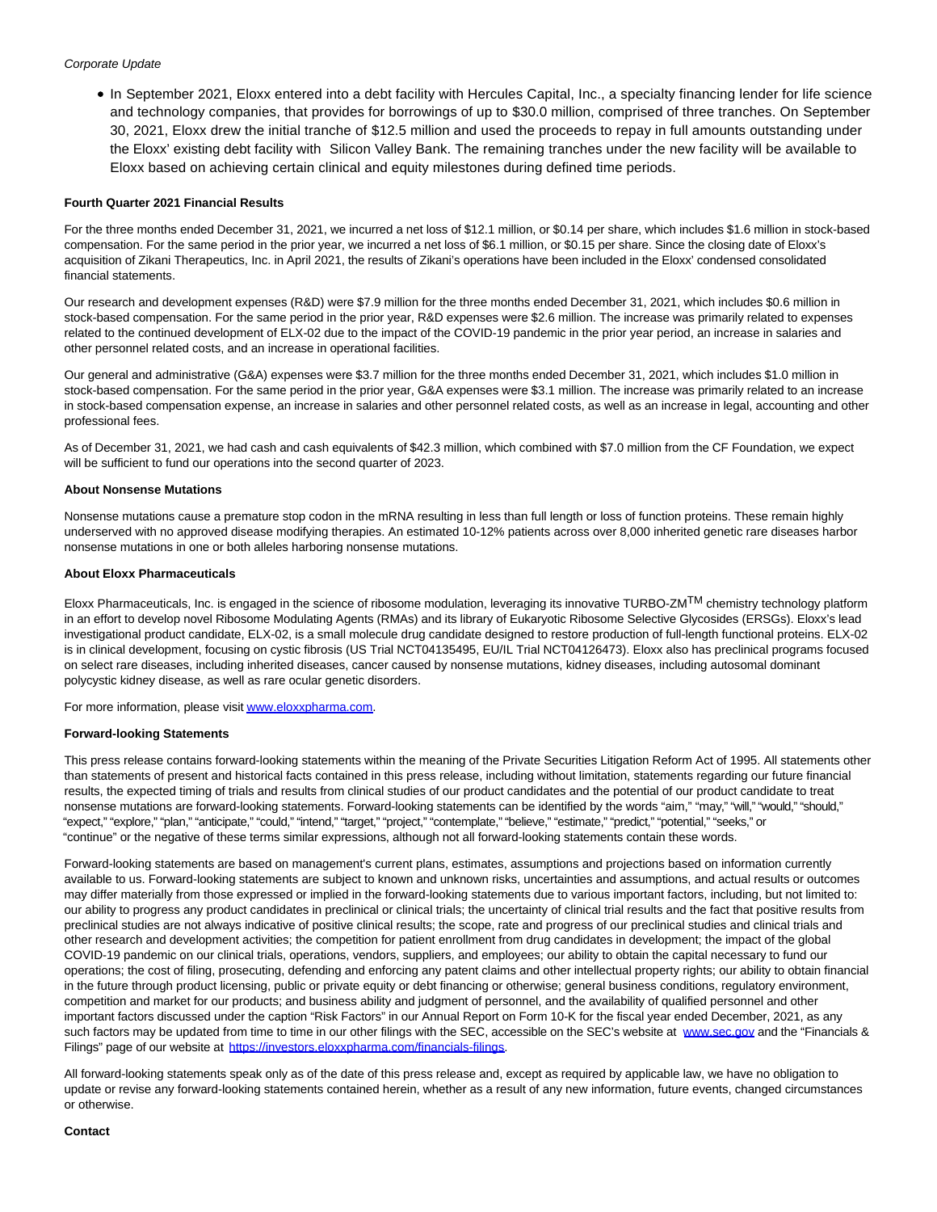*Corporate Update*

- In September 2021, Eloxx entered into a debt facility with Hercules Capital, Inc., a specialty financing lender for life science and technology companies, that provides for borrowings of up to $30.0 million, comprised of three tranches. On September 30, 2021, Eloxx drew the initial tranche of $12.5 million and used the proceeds to repay in full amounts outstanding under the Eloxx' existing debt facility with Silicon Valley Bank. The remaining tranches under the new facility will be available to Eloxx based on achieving certain clinical and equity milestones during defined time periods.

**Fourth Quarter 2021 Financial Results**

For the three months ended December 31, 2021, we incurred a net loss of $12.1 million, or $0.14 per share, which includes $1.6 million in stock-based compensation. For the same period in the prior year, we incurred a net loss of $6.1 million, or $0.15 per share. Since the closing date of Eloxx's acquisition of Zikani Therapeutics, Inc. in April 2021, the results of Zikani's operations have been included in the Eloxx' condensed consolidated financial statements.

Our research and development expenses (R&D) were $7.9 million for the three months ended December 31, 2021, which includes $0.6 million in stock-based compensation. For the same period in the prior year, R&D expenses were $2.6 million. The increase was primarily related to expenses related to the continued development of ELX-02 due to the impact of the COVID-19 pandemic in the prior year period, an increase in salaries and other personnel related costs, and an increase in operational facilities.

Our general and administrative (G&A) expenses were $3.7 million for the three months ended December 31, 2021, which includes $1.0 million in stock-based compensation. For the same period in the prior year, G&A expenses were $3.1 million. The increase was primarily related to an increase in stock-based compensation expense, an increase in salaries and other personnel related costs, as well as an increase in legal, accounting and other professional fees.

As of December 31, 2021, we had cash and cash equivalents of $42.3 million, which combined with $7.0 million from the CF Foundation, we expect will be sufficient to fund our operations into the second quarter of 2023.

**About Nonsense Mutations**

Nonsense mutations cause a premature stop codon in the mRNA resulting in less than full length or loss of function proteins. These remain highly underserved with no approved disease modifying therapies. An estimated 10-12% patients across over 8,000 inherited genetic rare diseases harbor nonsense mutations in one or both alleles harboring nonsense mutations.

**About Eloxx Pharmaceuticals**

Eloxx Pharmaceuticals, Inc. is engaged in the science of ribosome modulation, leveraging its innovative TURBO-ZM™ chemistry technology platform in an effort to develop novel Ribosome Modulating Agents (RMAs) and its library of Eukaryotic Ribosome Selective Glycosides (ERSGs). Eloxx's lead investigational product candidate, ELX-02, is a small molecule drug candidate designed to restore production of full-length functional proteins. ELX-02 is in clinical development, focusing on cystic fibrosis (US Trial NCT04135495, EU/IL Trial NCT04126473). Eloxx also has preclinical programs focused on select rare diseases, including inherited diseases, cancer caused by nonsense mutations, kidney diseases, including autosomal dominant polycystic kidney disease, as well as rare ocular genetic disorders.

For more information, please visit [www.eloxxpharma.com](www.eloxxpharma.com).

**Forward-looking Statements**

This press release contains forward-looking statements within the meaning of the Private Securities Litigation Reform Act of 1995. All statements other than statements of present and historical facts contained in this press release, including without limitation, statements regarding our future financial results, the expected timing of trials and results from clinical studies of our product candidates and the potential of our product candidate to treat nonsense mutations are forward-looking statements. Forward-looking statements can be identified by the words "aim," "may," "will," "would," "should," "expect," "explore," "plan," "anticipate," "could," "intend," "target," "project," "contemplate," "believe," "estimate," "predict," "potential," "seeks," or "continue" or the negative of these terms similar expressions, although not all forward-looking statements contain these words.

Forward-looking statements are based on management's current plans, estimates, assumptions and projections based on information currently available to us. Forward-looking statements are subject to known and unknown risks, uncertainties and assumptions, and actual results or outcomes may differ materially from those expressed or implied in the forward-looking statements due to various important factors, including, but not limited to: our ability to progress any product candidates in preclinical or clinical trials; the uncertainty of clinical trial results and the fact that positive results from preclinical studies are not always indicative of positive clinical results; the scope, rate and progress of our preclinical studies and clinical trials and other research and development activities; the competition for patient enrollment from drug candidates in development; the impact of the global COVID-19 pandemic on our clinical trials, operations, vendors, suppliers, and employees; our ability to obtain the capital necessary to fund our operations; the cost of filing, prosecuting, defending and enforcing any patent claims and other intellectual property rights; our ability to obtain financial in the future through product licensing, public or private equity or debt financing or otherwise; general business conditions, regulatory environment, competition and market for our products; and business ability and judgment of personnel, and the availability of qualified personnel and other important factors discussed under the caption "Risk Factors" in our Annual Report on Form 10-K for the fiscal year ended December, 2021, as any such factors may be updated from time to time in our other filings with the SEC, accessible on the SEC's website at [www.sec.gov](www.sec.gov) and the "Financials & Filings" page of our website at [https://investors.eloxxpharma.com/financials-filings](https://investors.eloxxpharma.com/financials-filings).

All forward-looking statements speak only as of the date of this press release and, except as required by applicable law, we have no obligation to update or revise any forward-looking statements contained herein, whether as a result of any new information, future events, changed circumstances or otherwise.

**Contact**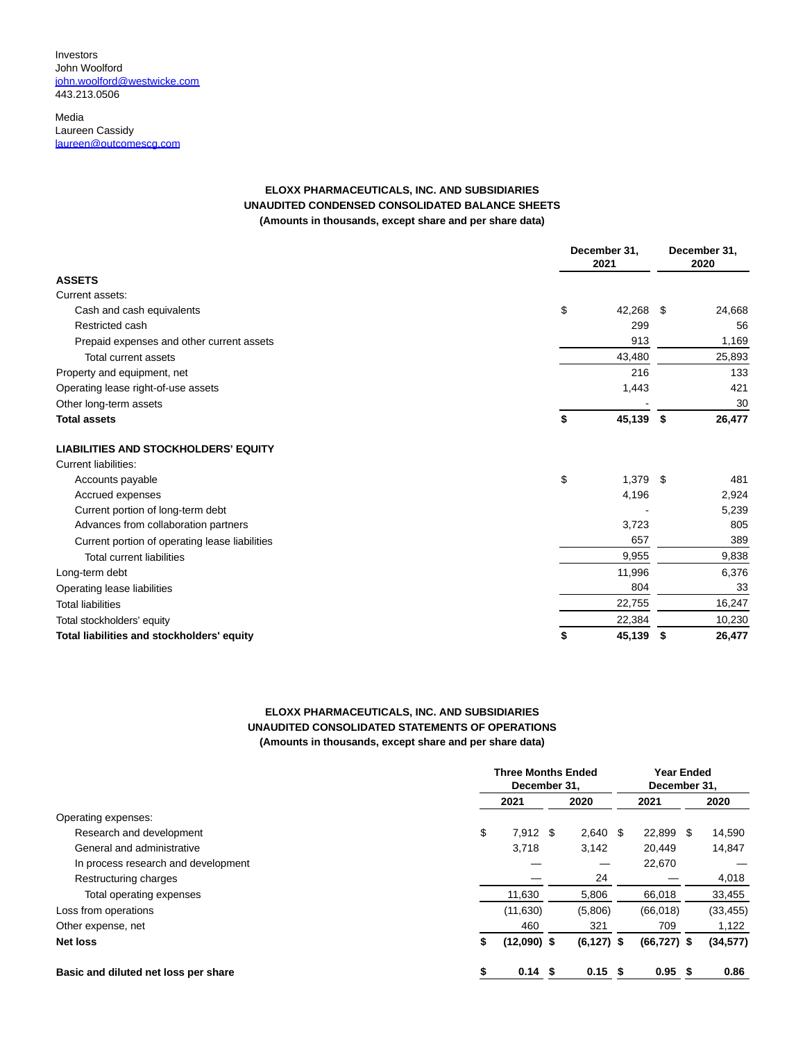Investors
John Woolford
john.woolford@westwicke.com
443.213.0506

Media
Laureen Cassidy
laureen@outcomescg.com

**ELOXX PHARMACEUTICALS, INC. AND SUBSIDIARIES**
**UNAUDITED CONDENSED CONSOLIDATED BALANCE SHEETS**
**(Amounts in thousands, except share and per share data)**

| | December 31, 2021 | December 31, 2020 |
|---|---|---|
| **ASSETS** | | |
| Current assets: | | |
| Cash and cash equivalents | $ 42,268 | $ 24,668 |
| Restricted cash | 299 | 56 |
| Prepaid expenses and other current assets | 913 | 1,169 |
| Total current assets | 43,480 | 25,893 |
| Property and equipment, net | 216 | 133 |
| Operating lease right-of-use assets | 1,443 | 421 |
| Other long-term assets | - | 30 |
| **Total assets** | **$ 45,139** | **$ 26,477** |
| **LIABILITIES AND STOCKHOLDERS' EQUITY** | | |
| Current liabilities: | | |
| Accounts payable | $ 1,379 | $ 481 |
| Accrued expenses | 4,196 | 2,924 |
| Current portion of long-term debt | - | 5,239 |
| Advances from collaboration partners | 3,723 | 805 |
| Current portion of operating lease liabilities | 657 | 389 |
| Total current liabilities | 9,955 | 9,838 |
| Long-term debt | 11,996 | 6,376 |
| Operating lease liabilities | 804 | 33 |
| Total liabilities | 22,755 | 16,247 |
| Total stockholders' equity | 22,384 | 10,230 |
| **Total liabilities and stockholders' equity** | **$ 45,139** | **$ 26,477** |

**ELOXX PHARMACEUTICALS, INC. AND SUBSIDIARIES**
**UNAUDITED CONSOLIDATED STATEMENTS OF OPERATIONS**
**(Amounts in thousands, except share and per share data)**

| | Three Months Ended December 31, | | Year Ended December 31, | |
|---|---|---|---|---|
| | 2021 | 2020 | 2021 | 2020 |
| Operating expenses: | | | | |
| Research and development | $ 7,912 | $ 2,640 | $ 22,899 | $ 14,590 |
| General and administrative | 3,718 | 3,142 | 20,449 | 14,847 |
| In process research and development | — | — | 22,670 | — |
| Restructuring charges | — | 24 | — | 4,018 |
| Total operating expenses | 11,630 | 5,806 | 66,018 | 33,455 |
| Loss from operations | (11,630) | (5,806) | (66,018) | (33,455) |
| Other expense, net | 460 | 321 | 709 | 1,122 |
| **Net loss** | **$ (12,090)** | **$ (6,127)** | **$ (66,727)** | **$ (34,577)** |
| **Basic and diluted net loss per share** | **$ 0.14** | **$ 0.15** | **$ 0.95** | **$ 0.86** |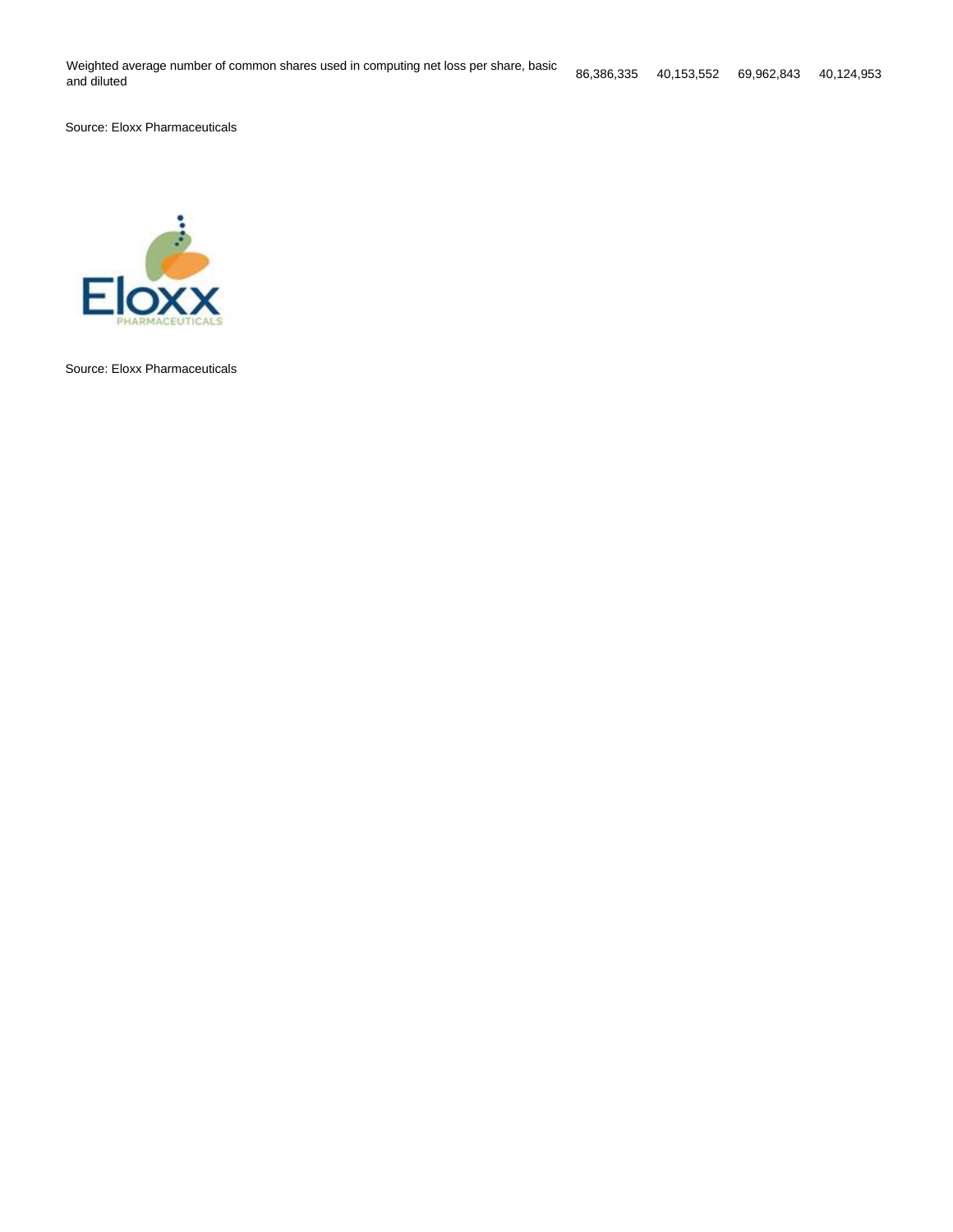| | | | | |
|---|---|---|---|---|
| Weighted average number of common shares used in computing net loss per share, basic and diluted | 86,386,335 | 40,153,552 | 69,962,843 | 40,124,953 |

Source: Eloxx Pharmaceuticals

Source: Eloxx Pharmaceuticals